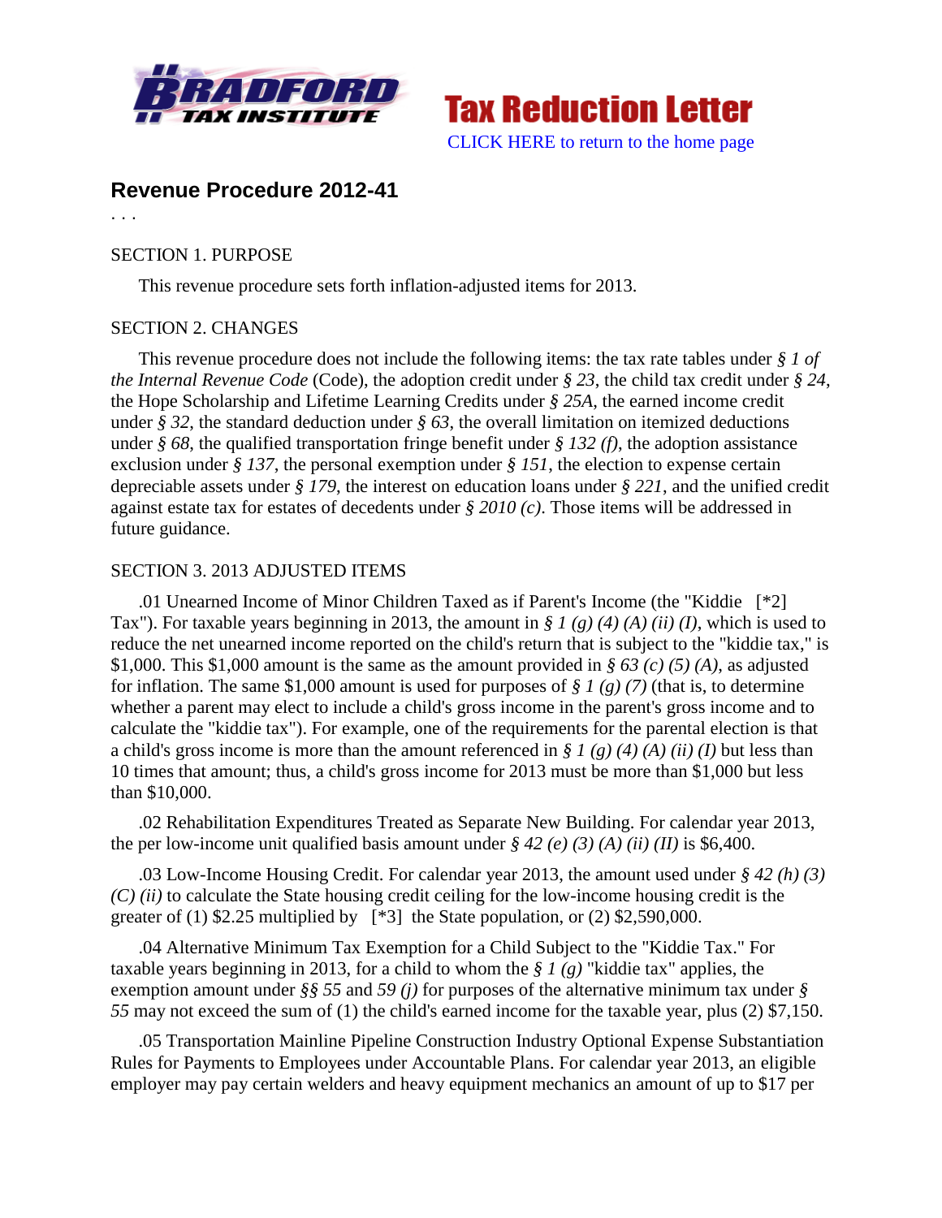Bradford Tax Institute — **Tax Reduction Letter**

CLICK HERE to return to the home page

## Revenue Procedure 2012-41

. . .

SECTION 1. PURPOSE

This revenue procedure sets forth inflation-adjusted items for 2013.

SECTION 2. CHANGES

This revenue procedure does not include the following items: the tax rate tables under *§ 1 of the Internal Revenue Code* (Code), the adoption credit under *§ 23*, the child tax credit under *§ 24*, the Hope Scholarship and Lifetime Learning Credits under *§ 25A*, the earned income credit under *§ 32*, the standard deduction under *§ 63*, the overall limitation on itemized deductions under *§ 68*, the qualified transportation fringe benefit under *§ 132 (f)*, the adoption assistance exclusion under *§ 137*, the personal exemption under *§ 151*, the election to expense certain depreciable assets under *§ 179*, the interest on education loans under *§ 221*, and the unified credit against estate tax for estates of decedents under *§ 2010 (c)*. Those items will be addressed in future guidance.

SECTION 3. 2013 ADJUSTED ITEMS

.01 Unearned Income of Minor Children Taxed as if Parent's Income (the "Kiddie [*2] Tax"). For taxable years beginning in 2013, the amount in *§ 1 (g) (4) (A) (ii) (I)*, which is used to reduce the net unearned income reported on the child's return that is subject to the "kiddie tax," is $1,000. This $1,000 amount is the same as the amount provided in *§ 63 (c) (5) (A)*, as adjusted for inflation. The same $1,000 amount is used for purposes of *§ 1 (g) (7)* (that is, to determine whether a parent may elect to include a child's gross income in the parent's gross income and to calculate the "kiddie tax"). For example, one of the requirements for the parental election is that a child's gross income is more than the amount referenced in *§ 1 (g) (4) (A) (ii) (I)* but less than 10 times that amount; thus, a child's gross income for 2013 must be more than $1,000 but less than $10,000.

.02 Rehabilitation Expenditures Treated as Separate New Building. For calendar year 2013, the per low-income unit qualified basis amount under *§ 42 (e) (3) (A) (ii) (II)* is $6,400.

.03 Low-Income Housing Credit. For calendar year 2013, the amount used under *§ 42 (h) (3) (C) (ii)* to calculate the State housing credit ceiling for the low-income housing credit is the greater of (1) $2.25 multiplied by [*3] the State population, or (2) $2,590,000.

.04 Alternative Minimum Tax Exemption for a Child Subject to the "Kiddie Tax." For taxable years beginning in 2013, for a child to whom the *§ 1 (g)* "kiddie tax" applies, the exemption amount under *§§ 55* and *59 (j)* for purposes of the alternative minimum tax under *§ 55* may not exceed the sum of (1) the child's earned income for the taxable year, plus (2) $7,150.

.05 Transportation Mainline Pipeline Construction Industry Optional Expense Substantiation Rules for Payments to Employees under Accountable Plans. For calendar year 2013, an eligible employer may pay certain welders and heavy equipment mechanics an amount of up to $17 per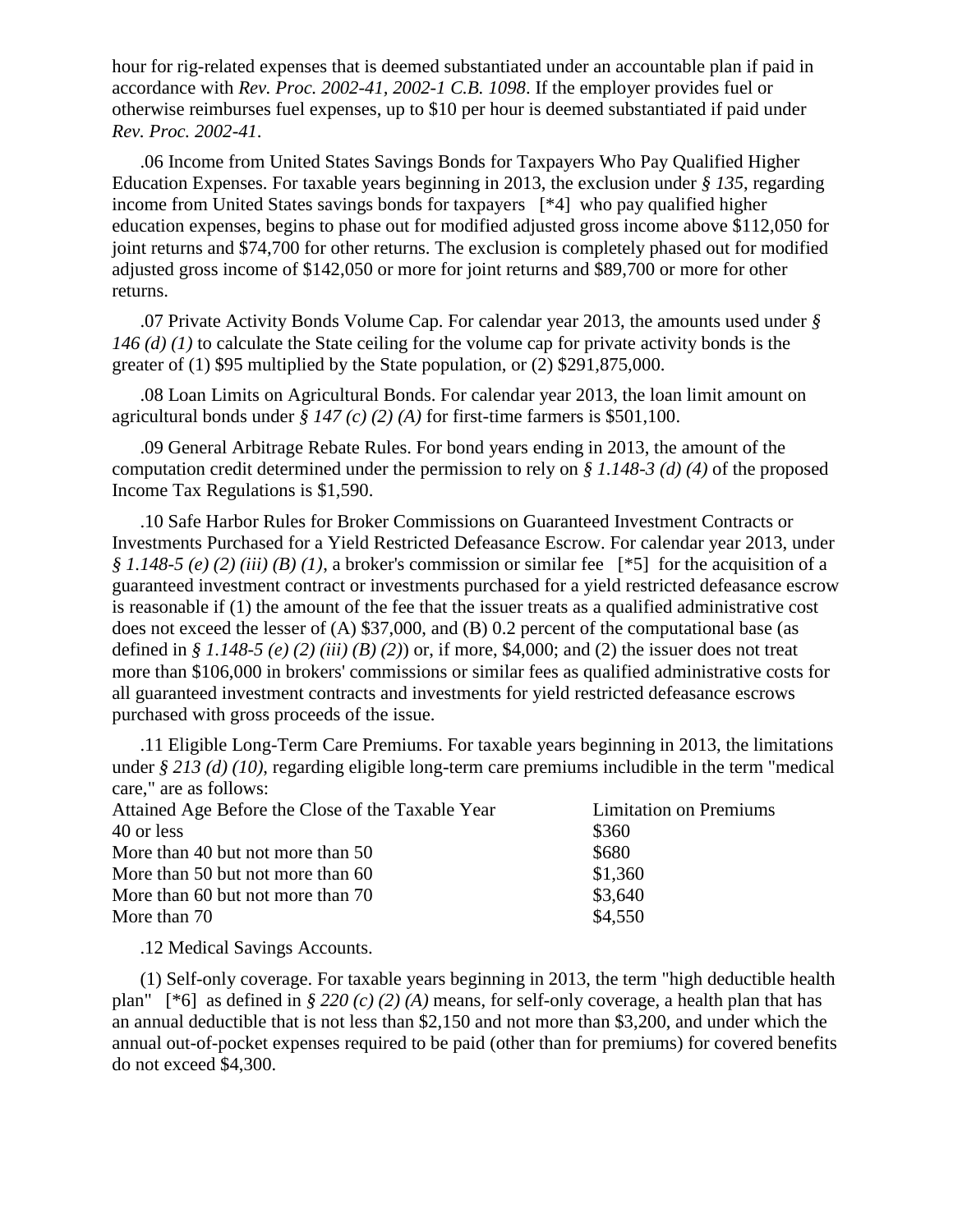hour for rig-related expenses that is deemed substantiated under an accountable plan if paid in accordance with *Rev. Proc. 2002-41, 2002-1 C.B. 1098*. If the employer provides fuel or otherwise reimburses fuel expenses, up to $10 per hour is deemed substantiated if paid under *Rev. Proc. 2002-41*.

.06 Income from United States Savings Bonds for Taxpayers Who Pay Qualified Higher Education Expenses. For taxable years beginning in 2013, the exclusion under *§ 135*, regarding income from United States savings bonds for taxpayers [*4] who pay qualified higher education expenses, begins to phase out for modified adjusted gross income above $112,050 for joint returns and $74,700 for other returns. The exclusion is completely phased out for modified adjusted gross income of $142,050 or more for joint returns and $89,700 or more for other returns.

.07 Private Activity Bonds Volume Cap. For calendar year 2013, the amounts used under *§ 146 (d) (1)* to calculate the State ceiling for the volume cap for private activity bonds is the greater of (1) $95 multiplied by the State population, or (2) $291,875,000.

.08 Loan Limits on Agricultural Bonds. For calendar year 2013, the loan limit amount on agricultural bonds under *§ 147 (c) (2) (A)* for first-time farmers is $501,100.

.09 General Arbitrage Rebate Rules. For bond years ending in 2013, the amount of the computation credit determined under the permission to rely on *§ 1.148-3 (d) (4)* of the proposed Income Tax Regulations is $1,590.

.10 Safe Harbor Rules for Broker Commissions on Guaranteed Investment Contracts or Investments Purchased for a Yield Restricted Defeasance Escrow. For calendar year 2013, under *§ 1.148-5 (e) (2) (iii) (B) (1)*, a broker's commission or similar fee [*5] for the acquisition of a guaranteed investment contract or investments purchased for a yield restricted defeasance escrow is reasonable if (1) the amount of the fee that the issuer treats as a qualified administrative cost does not exceed the lesser of (A) $37,000, and (B) 0.2 percent of the computational base (as defined in *§ 1.148-5 (e) (2) (iii) (B) (2)*) or, if more, $4,000; and (2) the issuer does not treat more than $106,000 in brokers' commissions or similar fees as qualified administrative costs for all guaranteed investment contracts and investments for yield restricted defeasance escrows purchased with gross proceeds of the issue.

.11 Eligible Long-Term Care Premiums. For taxable years beginning in 2013, the limitations under *§ 213 (d) (10)*, regarding eligible long-term care premiums includible in the term "medical care," are as follows:

| Attained Age Before the Close of the Taxable Year | Limitation on Premiums |
|---|---|
| 40 or less | $360 |
| More than 40 but not more than 50 | $680 |
| More than 50 but not more than 60 | $1,360 |
| More than 60 but not more than 70 | $3,640 |
| More than 70 | $4,550 |

.12 Medical Savings Accounts.

(1) Self-only coverage. For taxable years beginning in 2013, the term "high deductible health plan" [*6] as defined in *§ 220 (c) (2) (A)* means, for self-only coverage, a health plan that has an annual deductible that is not less than $2,150 and not more than $3,200, and under which the annual out-of-pocket expenses required to be paid (other than for premiums) for covered benefits do not exceed $4,300.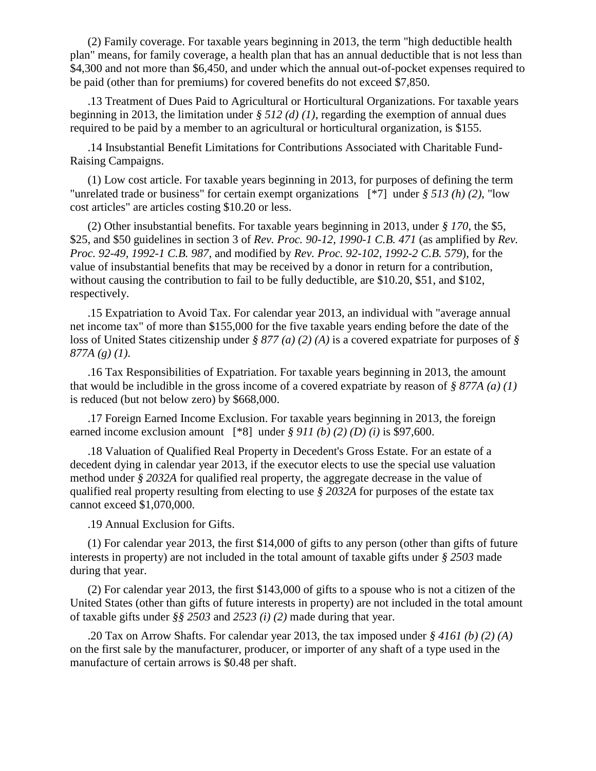(2) Family coverage. For taxable years beginning in 2013, the term "high deductible health plan" means, for family coverage, a health plan that has an annual deductible that is not less than $4,300 and not more than $6,450, and under which the annual out-of-pocket expenses required to be paid (other than for premiums) for covered benefits do not exceed $7,850.

.13 Treatment of Dues Paid to Agricultural or Horticultural Organizations. For taxable years beginning in 2013, the limitation under *§ 512 (d) (1)*, regarding the exemption of annual dues required to be paid by a member to an agricultural or horticultural organization, is $155.

.14 Insubstantial Benefit Limitations for Contributions Associated with Charitable Fund-Raising Campaigns.

(1) Low cost article. For taxable years beginning in 2013, for purposes of defining the term "unrelated trade or business" for certain exempt organizations [*7] under *§ 513 (h) (2)*, "low cost articles" are articles costing $10.20 or less.

(2) Other insubstantial benefits. For taxable years beginning in 2013, under *§ 170*, the $5, $25, and $50 guidelines in section 3 of *Rev. Proc. 90-12, 1990-1 C.B. 471* (as amplified by *Rev. Proc. 92-49, 1992-1 C.B. 987*, and modified by *Rev. Proc. 92-102, 1992-2 C.B. 579*), for the value of insubstantial benefits that may be received by a donor in return for a contribution, without causing the contribution to fail to be fully deductible, are $10.20, $51, and $102, respectively.

.15 Expatriation to Avoid Tax. For calendar year 2013, an individual with "average annual net income tax" of more than $155,000 for the five taxable years ending before the date of the loss of United States citizenship under *§ 877 (a) (2) (A)* is a covered expatriate for purposes of *§ 877A (g) (1)*.

.16 Tax Responsibilities of Expatriation. For taxable years beginning in 2013, the amount that would be includible in the gross income of a covered expatriate by reason of *§ 877A (a) (1)* is reduced (but not below zero) by $668,000.

.17 Foreign Earned Income Exclusion. For taxable years beginning in 2013, the foreign earned income exclusion amount [*8] under *§ 911 (b) (2) (D) (i)* is $97,600.

.18 Valuation of Qualified Real Property in Decedent's Gross Estate. For an estate of a decedent dying in calendar year 2013, if the executor elects to use the special use valuation method under *§ 2032A* for qualified real property, the aggregate decrease in the value of qualified real property resulting from electing to use *§ 2032A* for purposes of the estate tax cannot exceed $1,070,000.

.19 Annual Exclusion for Gifts.

(1) For calendar year 2013, the first $14,000 of gifts to any person (other than gifts of future interests in property) are not included in the total amount of taxable gifts under *§ 2503* made during that year.

(2) For calendar year 2013, the first $143,000 of gifts to a spouse who is not a citizen of the United States (other than gifts of future interests in property) are not included in the total amount of taxable gifts under *§§ 2503* and *2523 (i) (2)* made during that year.

.20 Tax on Arrow Shafts. For calendar year 2013, the tax imposed under *§ 4161 (b) (2) (A)* on the first sale by the manufacturer, producer, or importer of any shaft of a type used in the manufacture of certain arrows is $0.48 per shaft.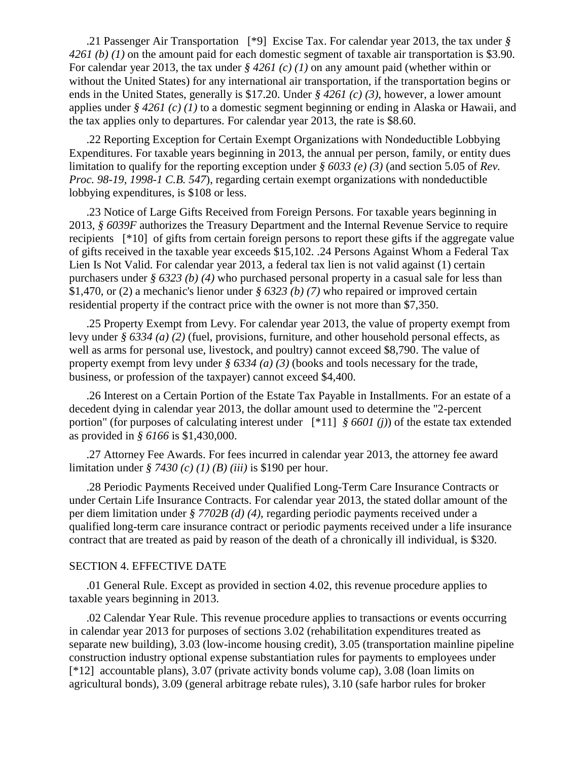.21 Passenger Air Transportation [*9] Excise Tax. For calendar year 2013, the tax under *§ 4261 (b) (1)* on the amount paid for each domestic segment of taxable air transportation is $3.90. For calendar year 2013, the tax under *§ 4261 (c) (1)* on any amount paid (whether within or without the United States) for any international air transportation, if the transportation begins or ends in the United States, generally is $17.20. Under *§ 4261 (c) (3)*, however, a lower amount applies under *§ 4261 (c) (1)* to a domestic segment beginning or ending in Alaska or Hawaii, and the tax applies only to departures. For calendar year 2013, the rate is $8.60.

.22 Reporting Exception for Certain Exempt Organizations with Nondeductible Lobbying Expenditures. For taxable years beginning in 2013, the annual per person, family, or entity dues limitation to qualify for the reporting exception under *§ 6033 (e) (3)* (and section 5.05 of *Rev. Proc. 98-19, 1998-1 C.B. 547*), regarding certain exempt organizations with nondeductible lobbying expenditures, is $108 or less.

.23 Notice of Large Gifts Received from Foreign Persons. For taxable years beginning in 2013, *§ 6039F* authorizes the Treasury Department and the Internal Revenue Service to require recipients [*10] of gifts from certain foreign persons to report these gifts if the aggregate value of gifts received in the taxable year exceeds $15,102. .24 Persons Against Whom a Federal Tax Lien Is Not Valid. For calendar year 2013, a federal tax lien is not valid against (1) certain purchasers under *§ 6323 (b) (4)* who purchased personal property in a casual sale for less than $1,470, or (2) a mechanic's lienor under *§ 6323 (b) (7)* who repaired or improved certain residential property if the contract price with the owner is not more than $7,350.

.25 Property Exempt from Levy. For calendar year 2013, the value of property exempt from levy under *§ 6334 (a) (2)* (fuel, provisions, furniture, and other household personal effects, as well as arms for personal use, livestock, and poultry) cannot exceed $8,790. The value of property exempt from levy under *§ 6334 (a) (3)* (books and tools necessary for the trade, business, or profession of the taxpayer) cannot exceed $4,400.

.26 Interest on a Certain Portion of the Estate Tax Payable in Installments. For an estate of a decedent dying in calendar year 2013, the dollar amount used to determine the "2-percent portion" (for purposes of calculating interest under [*11] *§ 6601 (j)*) of the estate tax extended as provided in *§ 6166* is $1,430,000.

.27 Attorney Fee Awards. For fees incurred in calendar year 2013, the attorney fee award limitation under *§ 7430 (c) (1) (B) (iii)* is $190 per hour.

.28 Periodic Payments Received under Qualified Long-Term Care Insurance Contracts or under Certain Life Insurance Contracts. For calendar year 2013, the stated dollar amount of the per diem limitation under *§ 7702B (d) (4)*, regarding periodic payments received under a qualified long-term care insurance contract or periodic payments received under a life insurance contract that are treated as paid by reason of the death of a chronically ill individual, is $320.

SECTION 4. EFFECTIVE DATE

.01 General Rule. Except as provided in section 4.02, this revenue procedure applies to taxable years beginning in 2013.

.02 Calendar Year Rule. This revenue procedure applies to transactions or events occurring in calendar year 2013 for purposes of sections 3.02 (rehabilitation expenditures treated as separate new building), 3.03 (low-income housing credit), 3.05 (transportation mainline pipeline construction industry optional expense substantiation rules for payments to employees under [*12] accountable plans), 3.07 (private activity bonds volume cap), 3.08 (loan limits on agricultural bonds), 3.09 (general arbitrage rebate rules), 3.10 (safe harbor rules for broker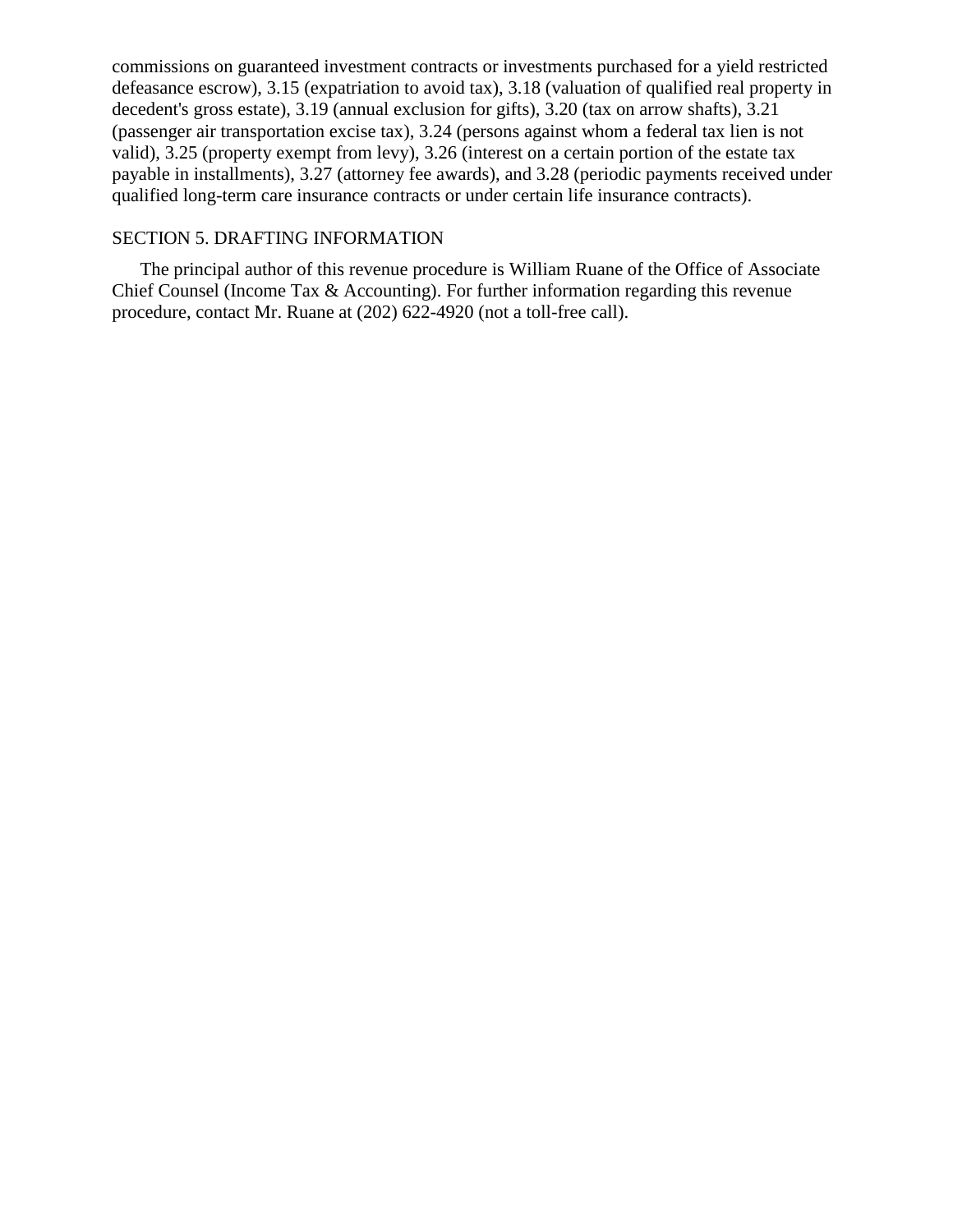commissions on guaranteed investment contracts or investments purchased for a yield restricted defeasance escrow), 3.15 (expatriation to avoid tax), 3.18 (valuation of qualified real property in decedent's gross estate), 3.19 (annual exclusion for gifts), 3.20 (tax on arrow shafts), 3.21 (passenger air transportation excise tax), 3.24 (persons against whom a federal tax lien is not valid), 3.25 (property exempt from levy), 3.26 (interest on a certain portion of the estate tax payable in installments), 3.27 (attorney fee awards), and 3.28 (periodic payments received under qualified long-term care insurance contracts or under certain life insurance contracts).

## SECTION 5. DRAFTING INFORMATION

The principal author of this revenue procedure is William Ruane of the Office of Associate Chief Counsel (Income Tax & Accounting). For further information regarding this revenue procedure, contact Mr. Ruane at (202) 622-4920 (not a toll-free call).